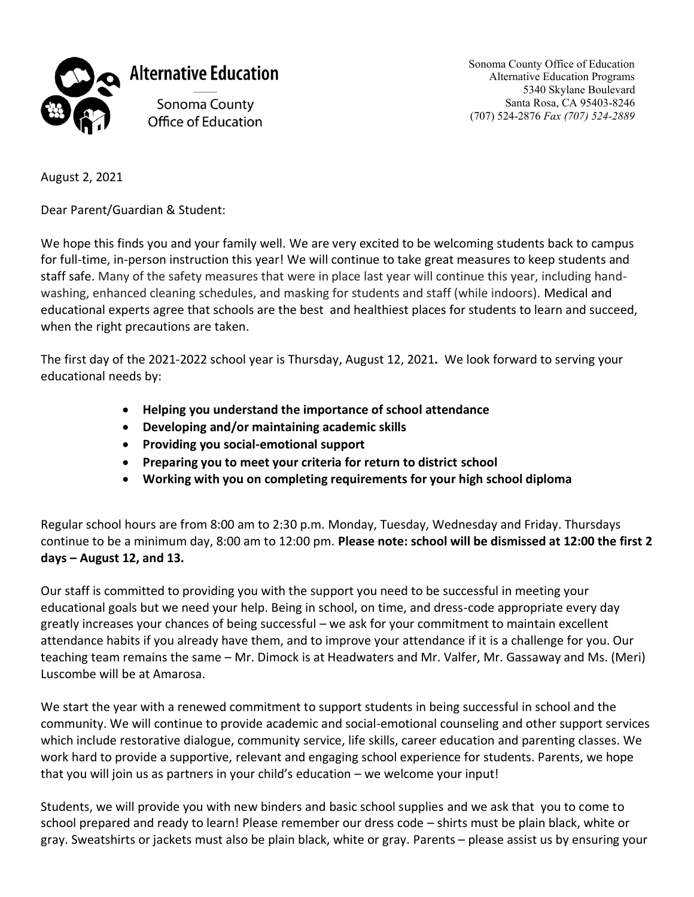**Alternative Education**

Sonoma County Office of Education

Sonoma County Office of Education
Alternative Education Programs
5340 Skylane Boulevard
Santa Rosa, CA 95403-8246
(707) 524-2876 *Fax (707) 524-2889*

August 2, 2021

Dear Parent/Guardian & Student:

We hope this finds you and your family well. We are very excited to be welcoming students back to campus for full-time, in-person instruction this year! We will continue to take great measures to keep students and staff safe. Many of the safety measures that were in place last year will continue this year, including hand-washing, enhanced cleaning schedules, and masking for students and staff (while indoors). Medical and educational experts agree that schools are the best and healthiest places for students to learn and succeed, when the right precautions are taken.

The first day of the 2021-2022 school year is Thursday, August 12, 2021**.** We look forward to serving your educational needs by:

- **Helping you understand the importance of school attendance**
- **Developing and/or maintaining academic skills**
- **Providing you social-emotional support**
- **Preparing you to meet your criteria for return to district school**
- **Working with you on completing requirements for your high school diploma**

Regular school hours are from 8:00 am to 2:30 p.m. Monday, Tuesday, Wednesday and Friday. Thursdays continue to be a minimum day, 8:00 am to 12:00 pm. **Please note: school will be dismissed at 12:00 the first 2 days – August 12, and 13.**

Our staff is committed to providing you with the support you need to be successful in meeting your educational goals but we need your help. Being in school, on time, and dress-code appropriate every day greatly increases your chances of being successful – we ask for your commitment to maintain excellent attendance habits if you already have them, and to improve your attendance if it is a challenge for you. Our teaching team remains the same – Mr. Dimock is at Headwaters and Mr. Valfer, Mr. Gassaway and Ms. (Meri) Luscombe will be at Amarosa.

We start the year with a renewed commitment to support students in being successful in school and the community. We will continue to provide academic and social-emotional counseling and other support services which include restorative dialogue, community service, life skills, career education and parenting classes. We work hard to provide a supportive, relevant and engaging school experience for students. Parents, we hope that you will join us as partners in your child's education – we welcome your input!

Students, we will provide you with new binders and basic school supplies and we ask that you to come to school prepared and ready to learn! Please remember our dress code – shirts must be plain black, white or gray. Sweatshirts or jackets must also be plain black, white or gray. Parents – please assist us by ensuring your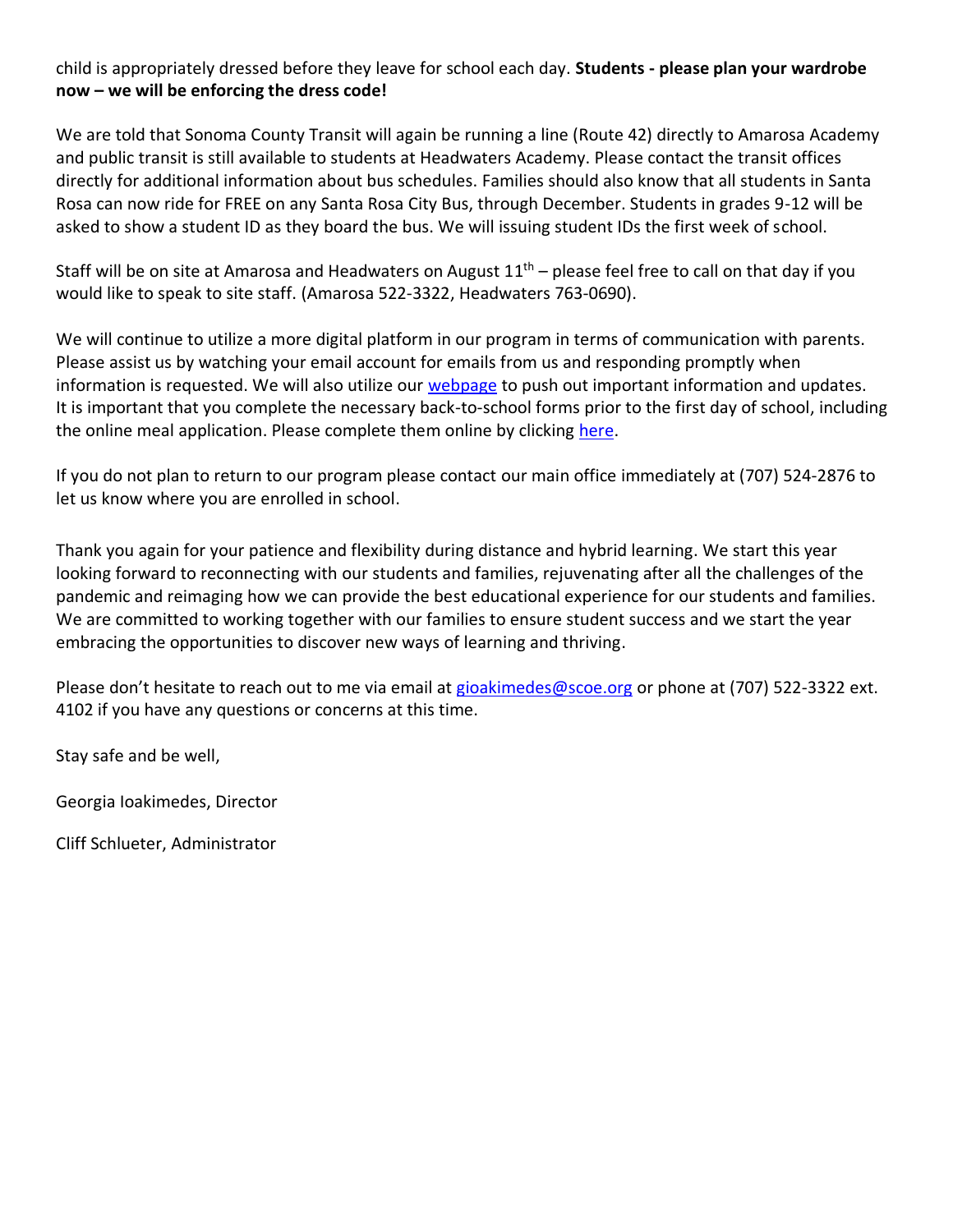child is appropriately dressed before they leave for school each day. **Students - please plan your wardrobe now – we will be enforcing the dress code!**

We are told that Sonoma County Transit will again be running a line (Route 42) directly to Amarosa Academy and public transit is still available to students at Headwaters Academy. Please contact the transit offices directly for additional information about bus schedules. Families should also know that all students in Santa Rosa can now ride for FREE on any Santa Rosa City Bus, through December. Students in grades 9-12 will be asked to show a student ID as they board the bus. We will issuing student IDs the first week of school.

Staff will be on site at Amarosa and Headwaters on August 11th – please feel free to call on that day if you would like to speak to site staff. (Amarosa 522-3322, Headwaters 763-0690).

We will continue to utilize a more digital platform in our program in terms of communication with parents. Please assist us by watching your email account for emails from us and responding promptly when information is requested. We will also utilize our webpage to push out important information and updates. It is important that you complete the necessary back-to-school forms prior to the first day of school, including the online meal application. Please complete them online by clicking here.

If you do not plan to return to our program please contact our main office immediately at (707) 524-2876 to let us know where you are enrolled in school.

Thank you again for your patience and flexibility during distance and hybrid learning. We start this year looking forward to reconnecting with our students and families, rejuvenating after all the challenges of the pandemic and reimaging how we can provide the best educational experience for our students and families. We are committed to working together with our families to ensure student success and we start the year embracing the opportunities to discover new ways of learning and thriving.

Please don't hesitate to reach out to me via email at gioakimedes@scoe.org or phone at (707) 522-3322 ext. 4102 if you have any questions or concerns at this time.

Stay safe and be well,

Georgia Ioakimedes, Director

Cliff Schlueter, Administrator